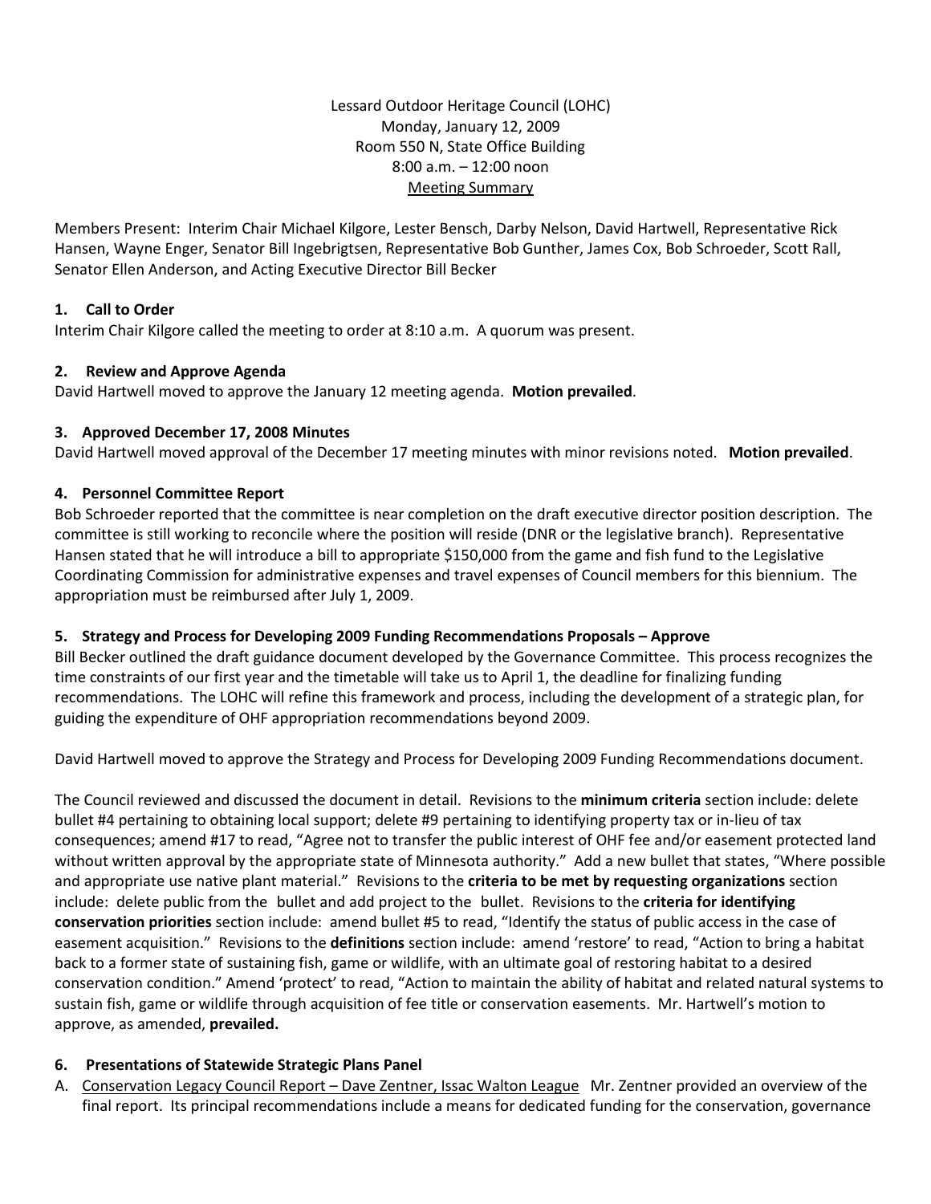Lessard Outdoor Heritage Council (LOHC)
Monday, January 12, 2009
Room 550 N, State Office Building
8:00 a.m. – 12:00 noon
Meeting Summary

Members Present: Interim Chair Michael Kilgore, Lester Bensch, Darby Nelson, David Hartwell, Representative Rick Hansen, Wayne Enger, Senator Bill Ingebrigtsen, Representative Bob Gunther, James Cox, Bob Schroeder, Scott Rall, Senator Ellen Anderson, and Acting Executive Director Bill Becker

### 1. Call to Order

Interim Chair Kilgore called the meeting to order at 8:10 a.m. A quorum was present.

### 2. Review and Approve Agenda

David Hartwell moved to approve the January 12 meeting agenda. **Motion prevailed**.

### 3. Approved December 17, 2008 Minutes

David Hartwell moved approval of the December 17 meeting minutes with minor revisions noted. **Motion prevailed**.

### 4. Personnel Committee Report

Bob Schroeder reported that the committee is near completion on the draft executive director position description. The committee is still working to reconcile where the position will reside (DNR or the legislative branch). Representative Hansen stated that he will introduce a bill to appropriate $150,000 from the game and fish fund to the Legislative Coordinating Commission for administrative expenses and travel expenses of Council members for this biennium. The appropriation must be reimbursed after July 1, 2009.

### 5. Strategy and Process for Developing 2009 Funding Recommendations Proposals – Approve

Bill Becker outlined the draft guidance document developed by the Governance Committee. This process recognizes the time constraints of our first year and the timetable will take us to April 1, the deadline for finalizing funding recommendations. The LOHC will refine this framework and process, including the development of a strategic plan, for guiding the expenditure of OHF appropriation recommendations beyond 2009.

David Hartwell moved to approve the Strategy and Process for Developing 2009 Funding Recommendations document.

The Council reviewed and discussed the document in detail. Revisions to the **minimum criteria** section include: delete bullet #4 pertaining to obtaining local support; delete #9 pertaining to identifying property tax or in-lieu of tax consequences; amend #17 to read, "Agree not to transfer the public interest of OHF fee and/or easement protected land without written approval by the appropriate state of Minnesota authority." Add a new bullet that states, "Where possible and appropriate use native plant material." Revisions to the **criteria to be met by requesting organizations** section include: delete public from the bullet and add project to the bullet. Revisions to the **criteria for identifying conservation priorities** section include: amend bullet #5 to read, "Identify the status of public access in the case of easement acquisition." Revisions to the **definitions** section include: amend 'restore' to read, "Action to bring a habitat back to a former state of sustaining fish, game or wildlife, with an ultimate goal of restoring habitat to a desired conservation condition." Amend 'protect' to read, "Action to maintain the ability of habitat and related natural systems to sustain fish, game or wildlife through acquisition of fee title or conservation easements. Mr. Hartwell's motion to approve, as amended, **prevailed.**

### 6. Presentations of Statewide Strategic Plans Panel

A. Conservation Legacy Council Report – Dave Zentner, Issac Walton League Mr. Zentner provided an overview of the final report. Its principal recommendations include a means for dedicated funding for the conservation, governance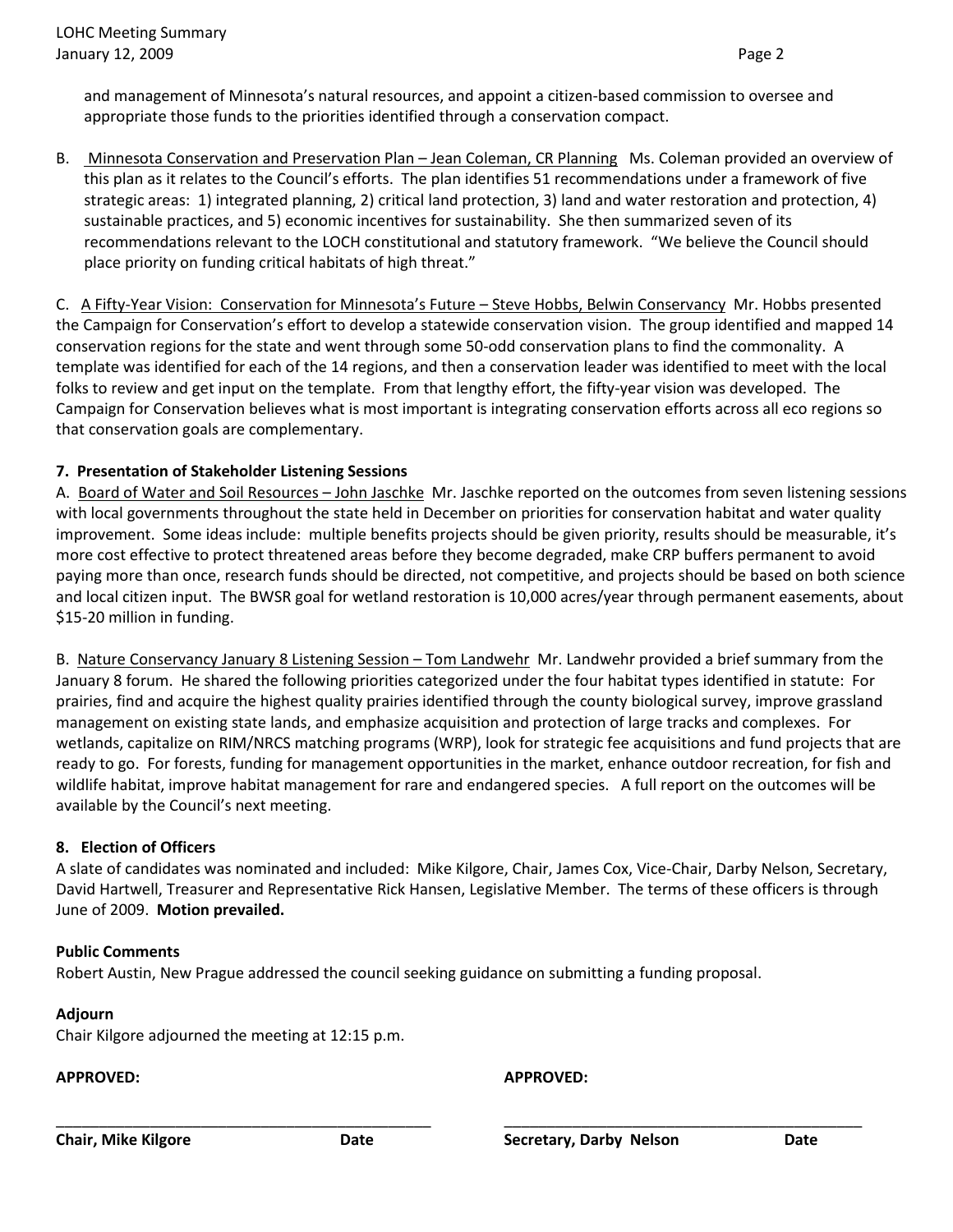and management of Minnesota's natural resources, and appoint a citizen-based commission to oversee and appropriate those funds to the priorities identified through a conservation compact.

B. Minnesota Conservation and Preservation Plan – Jean Coleman, CR Planning Ms. Coleman provided an overview of this plan as it relates to the Council's efforts. The plan identifies 51 recommendations under a framework of five strategic areas: 1) integrated planning, 2) critical land protection, 3) land and water restoration and protection, 4) sustainable practices, and 5) economic incentives for sustainability. She then summarized seven of its recommendations relevant to the LOCH constitutional and statutory framework. "We believe the Council should place priority on funding critical habitats of high threat."

C. A Fifty-Year Vision: Conservation for Minnesota's Future – Steve Hobbs, Belwin Conservancy Mr. Hobbs presented the Campaign for Conservation's effort to develop a statewide conservation vision. The group identified and mapped 14 conservation regions for the state and went through some 50-odd conservation plans to find the commonality. A template was identified for each of the 14 regions, and then a conservation leader was identified to meet with the local folks to review and get input on the template. From that lengthy effort, the fifty-year vision was developed. The Campaign for Conservation believes what is most important is integrating conservation efforts across all eco regions so that conservation goals are complementary.

**7. Presentation of Stakeholder Listening Sessions**

A. Board of Water and Soil Resources – John Jaschke Mr. Jaschke reported on the outcomes from seven listening sessions with local governments throughout the state held in December on priorities for conservation habitat and water quality improvement. Some ideas include: multiple benefits projects should be given priority, results should be measurable, it's more cost effective to protect threatened areas before they become degraded, make CRP buffers permanent to avoid paying more than once, research funds should be directed, not competitive, and projects should be based on both science and local citizen input. The BWSR goal for wetland restoration is 10,000 acres/year through permanent easements, about $15-20 million in funding.

B. Nature Conservancy January 8 Listening Session – Tom Landwehr Mr. Landwehr provided a brief summary from the January 8 forum. He shared the following priorities categorized under the four habitat types identified in statute: For prairies, find and acquire the highest quality prairies identified through the county biological survey, improve grassland management on existing state lands, and emphasize acquisition and protection of large tracks and complexes. For wetlands, capitalize on RIM/NRCS matching programs (WRP), look for strategic fee acquisitions and fund projects that are ready to go. For forests, funding for management opportunities in the market, enhance outdoor recreation, for fish and wildlife habitat, improve habitat management for rare and endangered species. A full report on the outcomes will be available by the Council's next meeting.

**8. Election of Officers**

A slate of candidates was nominated and included: Mike Kilgore, Chair, James Cox, Vice-Chair, Darby Nelson, Secretary, David Hartwell, Treasurer and Representative Rick Hansen, Legislative Member. The terms of these officers is through June of 2009. **Motion prevailed.**

**Public Comments**

Robert Austin, New Prague addressed the council seeking guidance on submitting a funding proposal.

**Adjourn**

Chair Kilgore adjourned the meeting at 12:15 p.m.

**APPROVED:** **APPROVED:**

\_\_\_\_\_\_\_\_\_\_\_\_\_\_\_\_\_\_\_\_\_\_\_\_\_\_\_\_\_\_\_\_\_\_\_\_\_\_\_\_ \_\_\_\_\_\_\_\_\_\_\_\_\_\_\_\_\_\_\_\_\_\_\_\_\_\_\_\_\_\_\_\_\_\_\_\_\_\_\_\_

**Chair, Mike Kilgore** **Date** **Secretary, Darby Nelson** **Date**